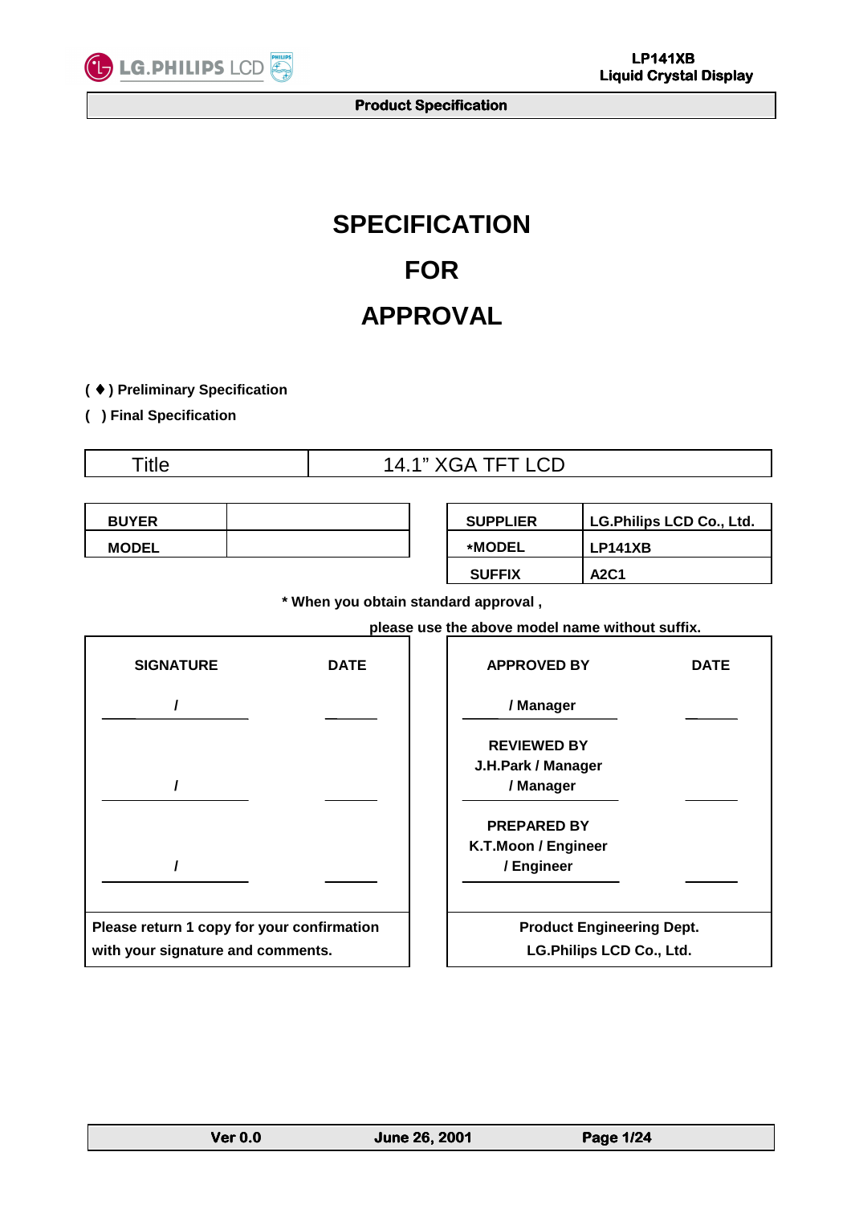# SPECIFICATION

# FOR

# APPROVAL

**( ♦ ) Preliminary Specification**

**(   ) Final Specification**

| Title | 14.1” XGA TFT LCD |
|---|---|

| | |
|---|---|
| **BUYER** | |
| **MODEL** | |

| | |
|---|---|
| **SUPPLIER** | **LG.Philips LCD Co., Ltd.** |
| ***MODEL** | **LP141XB** |
| **SUFFIX** | **A2C1** |

**\* When you obtain standard approval ,**

**please use the above model name without suffix.**

| SIGNATURE | DATE |
|---|---|
| / | |
| / | |
| / | |

**Please return 1 copy for your confirmation with your signature and comments.**

| APPROVED BY | DATE |
|---|---|
| / Manager | |
| **REVIEWED BY** J.H.Park / Manager / Manager | |
| **PREPARED BY** K.T.Moon / Engineer / Engineer | |

**Product Engineering Dept.**
**LG.Philips LCD Co., Ltd.**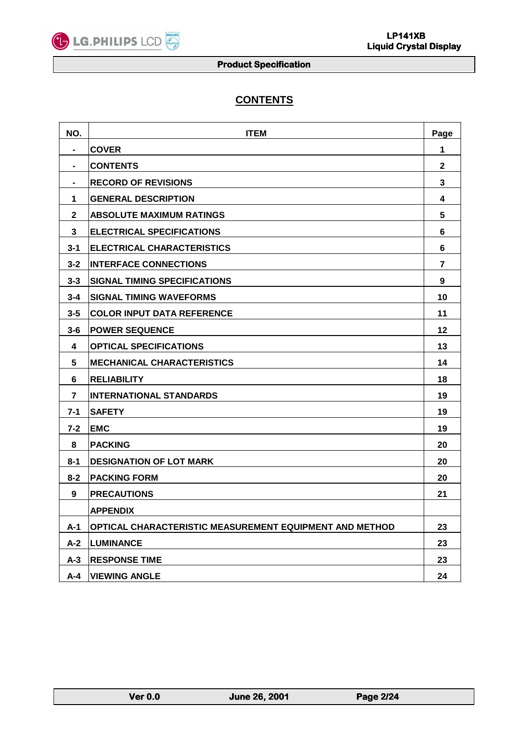# CONTENTS

| NO. | ITEM | Page |
|---|---|---|
| - | COVER | 1 |
| - | CONTENTS | 2 |
| - | RECORD OF REVISIONS | 3 |
| 1 | GENERAL DESCRIPTION | 4 |
| 2 | ABSOLUTE MAXIMUM RATINGS | 5 |
| 3 | ELECTRICAL SPECIFICATIONS | 6 |
| 3-1 | ELECTRICAL CHARACTERISTICS | 6 |
| 3-2 | INTERFACE CONNECTIONS | 7 |
| 3-3 | SIGNAL TIMING SPECIFICATIONS | 9 |
| 3-4 | SIGNAL TIMING WAVEFORMS | 10 |
| 3-5 | COLOR INPUT DATA REFERENCE | 11 |
| 3-6 | POWER SEQUENCE | 12 |
| 4 | OPTICAL SPECIFICATIONS | 13 |
| 5 | MECHANICAL CHARACTERISTICS | 14 |
| 6 | RELIABILITY | 18 |
| 7 | INTERNATIONAL STANDARDS | 19 |
| 7-1 | SAFETY | 19 |
| 7-2 | EMC | 19 |
| 8 | PACKING | 20 |
| 8-1 | DESIGNATION OF LOT MARK | 20 |
| 8-2 | PACKING FORM | 20 |
| 9 | PRECAUTIONS | 21 |
| | APPENDIX | |
| A-1 | OPTICAL CHARACTERISTIC MEASUREMENT EQUIPMENT AND METHOD | 23 |
| A-2 | LUMINANCE | 23 |
| A-3 | RESPONSE TIME | 23 |
| A-4 | VIEWING ANGLE | 24 |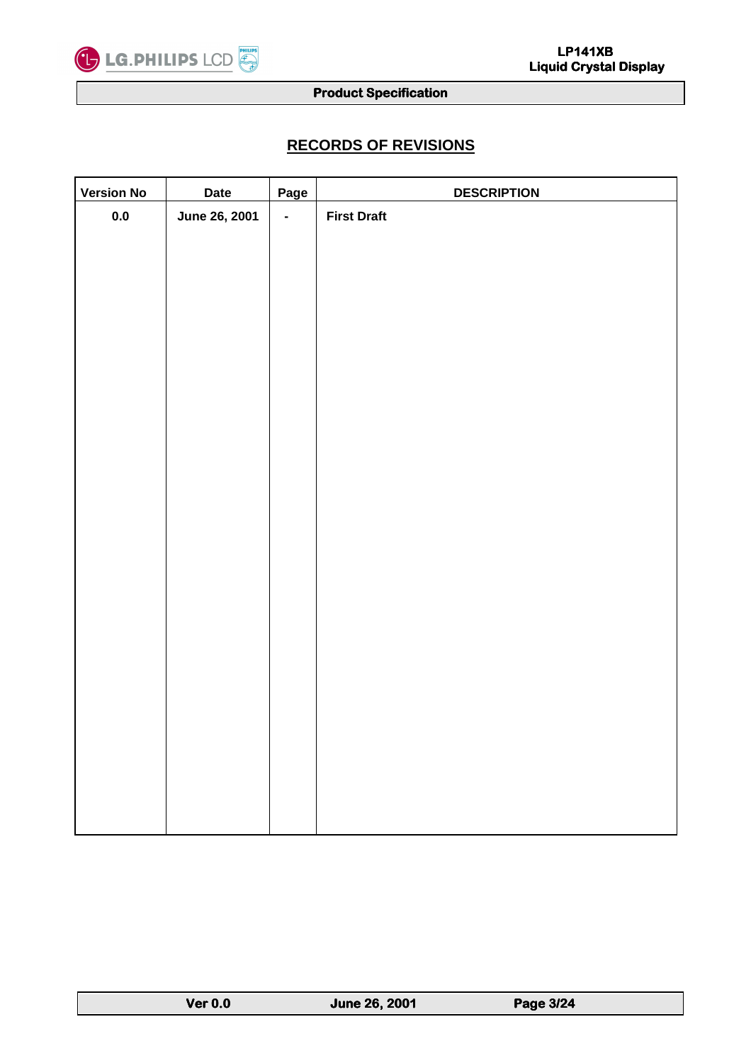## RECORDS OF REVISIONS

| Version No | Date | Page | DESCRIPTION |
|---|---|---|---|
| 0.0 | June 26, 2001 | - | First Draft |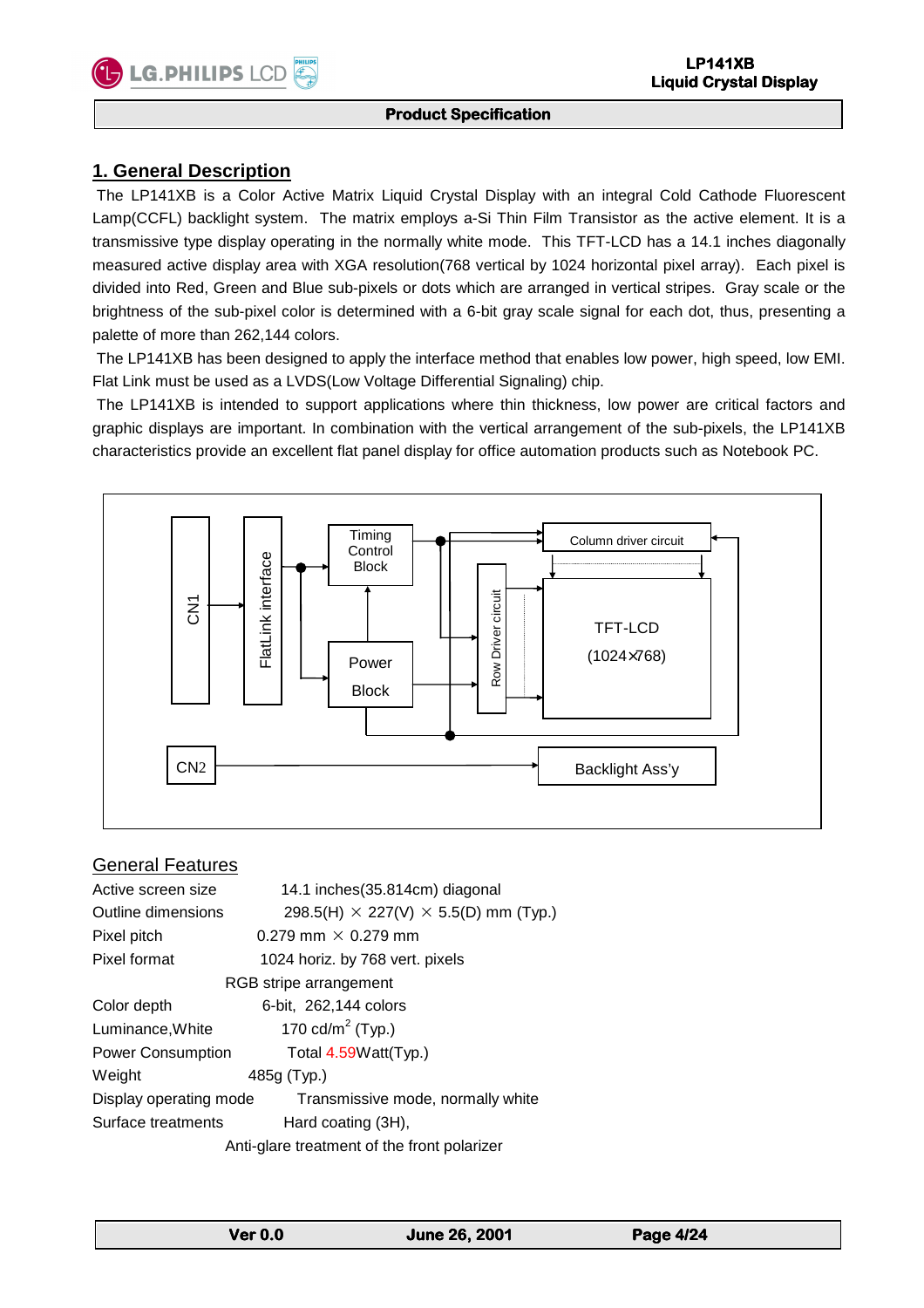## 1. General Description

The LP141XB is a Color Active Matrix Liquid Crystal Display with an integral Cold Cathode Fluorescent Lamp(CCFL) backlight system. The matrix employs a-Si Thin Film Transistor as the active element. It is a transmissive type display operating in the normally white mode. This TFT-LCD has a 14.1 inches diagonally measured active display area with XGA resolution(768 vertical by 1024 horizontal pixel array). Each pixel is divided into Red, Green and Blue sub-pixels or dots which are arranged in vertical stripes. Gray scale or the brightness of the sub-pixel color is determined with a 6-bit gray scale signal for each dot, thus, presenting a palette of more than 262,144 colors.

The LP141XB has been designed to apply the interface method that enables low power, high speed, low EMI. Flat Link must be used as a LVDS(Low Voltage Differential Signaling) chip.

The LP141XB is intended to support applications where thin thickness, low power are critical factors and graphic displays are important. In combination with the vertical arrangement of the sub-pixels, the LP141XB characteristics provide an excellent flat panel display for office automation products such as Notebook PC.

CN1
FlatLink interface
Timing Control Block
Power Block
Row Driver circuit
Column driver circuit
TFT-LCD (1024×768)
CN2
Backlight Ass'y

## General Features

| | |
|---|---|
| Active screen size | 14.1 inches(35.814cm) diagonal |
| Outline dimensions | 298.5(H) × 227(V) × 5.5(D) mm (Typ.) |
| Pixel pitch | 0.279 mm × 0.279 mm |
| Pixel format | 1024 horiz. by 768 vert. pixels<br>RGB stripe arrangement |
| Color depth | 6-bit, 262,144 colors |
| Luminance,White | 170 cd/m$^2$ (Typ.) |
| Power Consumption | Total 4.59Watt(Typ.) |
| Weight | 485g (Typ.) |
| Display operating mode | Transmissive mode, normally white |
| Surface treatments | Hard coating (3H),<br>Anti-glare treatment of the front polarizer |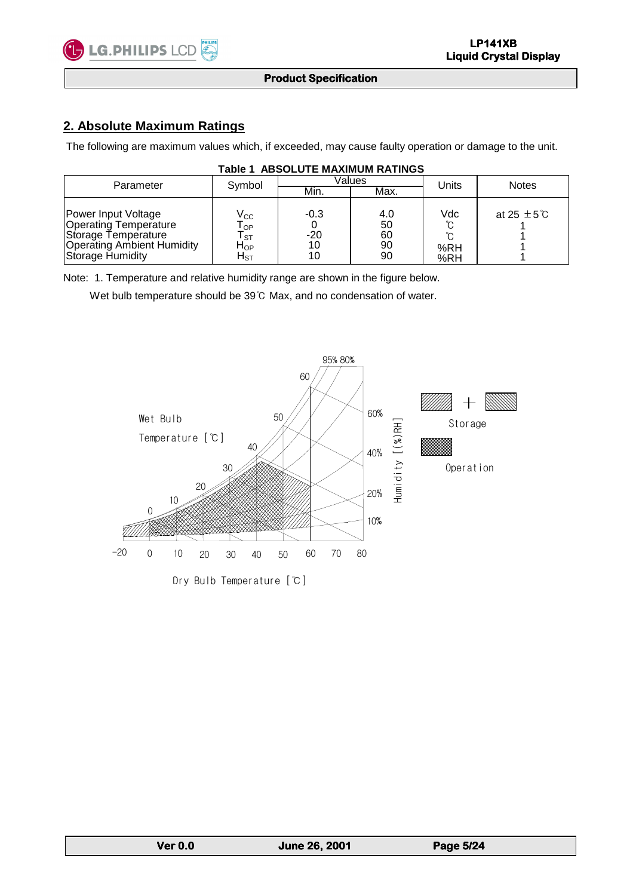## 2. Absolute Maximum Ratings

The following are maximum values which, if exceeded, may cause faulty operation or damage to the unit.

**Table 1 ABSOLUTE MAXIMUM RATINGS**

| Parameter | Symbol | Values | | Units | Notes |
|---|---|---|---|---|---|
| | | Min. | Max. | | |
| Power Input Voltage | $V_{CC}$ | -0.3 | 4.0 | Vdc | at 25 ±5℃ |
| Operating Temperature | $T_{OP}$ | 0 | 50 | ℃ | 1 |
| Storage Temperature | $T_{ST}$ | -20 | 60 | ℃ | 1 |
| Operating Ambient Humidity | $H_{OP}$ | 10 | 90 | %RH | 1 |
| Storage Humidity | $H_{ST}$ | 10 | 90 | %RH | 1 |

Note: 1. Temperature and relative humidity range are shown in the figure below.

Wet bulb temperature should be 39℃ Max, and no condensation of water.

Wet Bulb Temperature [℃]

0
10
20
30
40
50
60

95% 80%
60%
40%
20%
10%

Humidity [(%)RH]

-20 0 10 20 30 40 50 60 70 80

Dry Bulb Temperature [℃]

+

Storage

Operation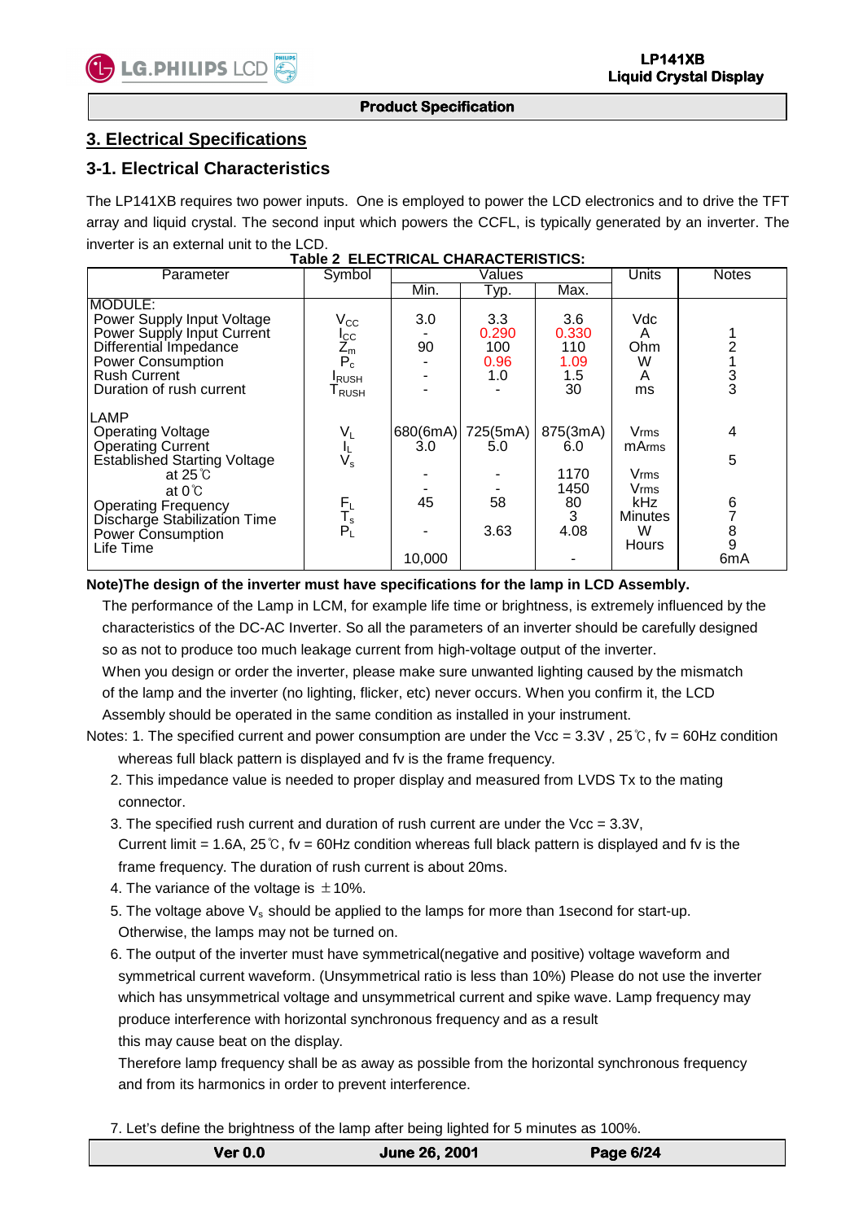## 3. Electrical Specifications

### 3-1. Electrical Characteristics

The LP141XB requires two power inputs. One is employed to power the LCD electronics and to drive the TFT array and liquid crystal. The second input which powers the CCFL, is typically generated by an inverter. The inverter is an external unit to the LCD.

**Table 2 ELECTRICAL CHARACTERISTICS:**

| Parameter | Symbol | Values | | | Units | Notes |
|---|---|---|---|---|---|---|
| | | Min. | Typ. | Max. | | |
| MODULE: | | | | | | |
| Power Supply Input Voltage | $V_{CC}$ | 3.0 | 3.3 | 3.6 | Vdc | |
| Power Supply Input Current | $I_{CC}$ | - | 0.290 | 0.330 | A | 1 |
| Differential Impedance | $Z_m$ | 90 | 100 | 110 | Ohm | 2 |
| Power Consumption | $P_c$ | - | 0.96 | 1.09 | W | 1 |
| Rush Current | $I_{RUSH}$ | - | 1.0 | 1.5 | A | 3 |
| Duration of rush current | $T_{RUSH}$ | - | - | 30 | ms | 3 |
| LAMP | | | | | | |
| Operating Voltage | $V_L$ | 680(6mA) | 725(5mA) | 875(3mA) | Vrms | 4 |
| Operating Current | $I_L$ | 3.0 | 5.0 | 6.0 | mArms | |
| Established Starting Voltage | $V_s$ | | | | | 5 |
| at 25℃ | | - | - | 1170 | Vrms | |
| at 0℃ | | - | - | 1450 | Vrms | |
| Operating Frequency | $F_L$ | 45 | 58 | 80 | kHz | 6 |
| Discharge Stabilization Time | $T_s$ | | | 3 | Minutes | 7 |
| Power Consumption | $P_L$ | - | 3.63 | 4.08 | W | 8 |
| Life Time | | 10,000 | | - | Hours | 9<br>6mA |

**Note)The design of the inverter must have specifications for the lamp in LCD Assembly.**

The performance of the Lamp in LCM, for example life time or brightness, is extremely influenced by the characteristics of the DC-AC Inverter. So all the parameters of an inverter should be carefully designed so as not to produce too much leakage current from high-voltage output of the inverter.

When you design or order the inverter, please make sure unwanted lighting caused by the mismatch of the lamp and the inverter (no lighting, flicker, etc) never occurs. When you confirm it, the LCD Assembly should be operated in the same condition as installed in your instrument.

Notes: 1. The specified current and power consumption are under the Vcc = 3.3V , 25℃, fv = 60Hz condition whereas full black pattern is displayed and fv is the frame frequency.

2. This impedance value is needed to proper display and measured from LVDS Tx to the mating connector.

3. The specified rush current and duration of rush current are under the Vcc = 3.3V, Current limit = 1.6A, 25℃, fv = 60Hz condition whereas full black pattern is displayed and fv is the frame frequency. The duration of rush current is about 20ms.

4. The variance of the voltage is ±10%.

5. The voltage above $V_s$ should be applied to the lamps for more than 1second for start-up. Otherwise, the lamps may not be turned on.

6. The output of the inverter must have symmetrical(negative and positive) voltage waveform and symmetrical current waveform. (Unsymmetrical ratio is less than 10%) Please do not use the inverter which has unsymmetrical voltage and unsymmetrical current and spike wave. Lamp frequency may produce interference with horizontal synchronous frequency and as a result this may cause beat on the display.
Therefore lamp frequency shall be as away as possible from the horizontal synchronous frequency and from its harmonics in order to prevent interference.

7. Let's define the brightness of the lamp after being lighted for 5 minutes as 100%.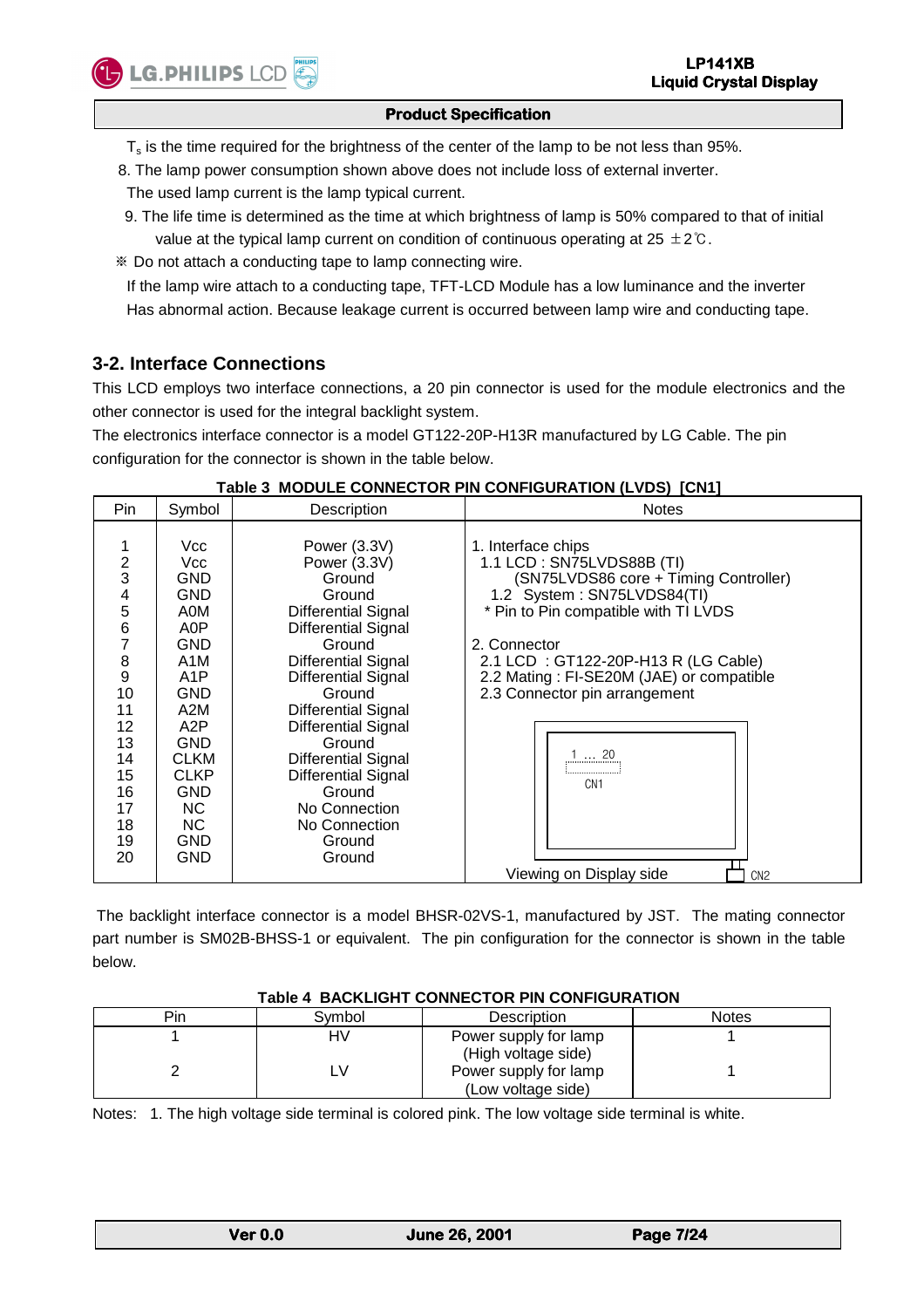$T_s$ is the time required for the brightness of the center of the lamp to be not less than 95%.

8. The lamp power consumption shown above does not include loss of external inverter. The used lamp current is the lamp typical current.
9. The life time is determined as the time at which brightness of lamp is 50% compared to that of initial value at the typical lamp current on condition of continuous operating at 25 ±2℃.

※ Do not attach a conducting tape to lamp connecting wire.
If the lamp wire attach to a conducting tape, TFT-LCD Module has a low luminance and the inverter Has abnormal action. Because leakage current is occurred between lamp wire and conducting tape.

## 3-2. Interface Connections

This LCD employs two interface connections, a 20 pin connector is used for the module electronics and the other connector is used for the integral backlight system.

The electronics interface connector is a model GT122-20P-H13R manufactured by LG Cable. The pin configuration for the connector is shown in the table below.

**Table 3 MODULE CONNECTOR PIN CONFIGURATION (LVDS) [CN1]**

| Pin | Symbol | Description | Notes |
|---|---|---|---|
| 1 | Vcc | Power (3.3V) | 1. Interface chips |
| 2 | Vcc | Power (3.3V) | 1.1 LCD : SN75LVDS88B (TI) |
| 3 | GND | Ground | (SN75LVDS86 core + Timing Controller) |
| 4 | GND | Ground | 1.2 System : SN75LVDS84(TI) |
| 5 | A0M | Differential Signal | * Pin to Pin compatible with TI LVDS |
| 6 | A0P | Differential Signal | |
| 7 | GND | Ground | 2. Connector |
| 8 | A1M | Differential Signal | 2.1 LCD : GT122-20P-H13 R (LG Cable) |
| 9 | A1P | Differential Signal | 2.2 Mating : FI-SE20M (JAE) or compatible |
| 10 | GND | Ground | 2.3 Connector pin arrangement |
| 11 | A2M | Differential Signal | |
| 12 | A2P | Differential Signal | |
| 13 | GND | Ground | 1 … 20 CN1 |
| 14 | CLKM | Differential Signal | |
| 15 | CLKP | Differential Signal | |
| 16 | GND | Ground | |
| 17 | NC | No Connection | |
| 18 | NC | No Connection | |
| 19 | GND | Ground | |
| 20 | GND | Ground | Viewing on Display side CN2 |

The backlight interface connector is a model BHSR-02VS-1, manufactured by JST. The mating connector part number is SM02B-BHSS-1 or equivalent. The pin configuration for the connector is shown in the table below.

**Table 4 BACKLIGHT CONNECTOR PIN CONFIGURATION**

| Pin | Symbol | Description | Notes |
|---|---|---|---|
| 1 | HV | Power supply for lamp (High voltage side) | 1 |
| 2 | LV | Power supply for lamp (Low voltage side) | 1 |

Notes: 1. The high voltage side terminal is colored pink. The low voltage side terminal is white.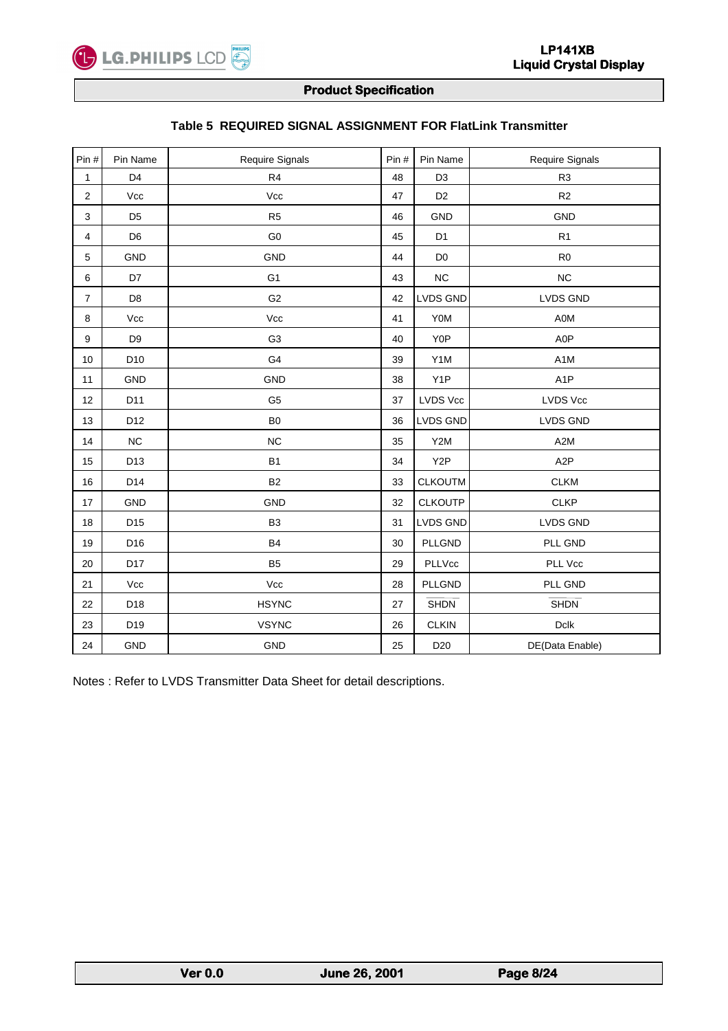**Table 5 REQUIRED SIGNAL ASSIGNMENT FOR FlatLink Transmitter**

| Pin # | Pin Name | Require Signals | Pin # | Pin Name | Require Signals |
|---|---|---|---|---|---|
| 1 | D4 | R4 | 48 | D3 | R3 |
| 2 | Vcc | Vcc | 47 | D2 | R2 |
| 3 | D5 | R5 | 46 | GND | GND |
| 4 | D6 | G0 | 45 | D1 | R1 |
| 5 | GND | GND | 44 | D0 | R0 |
| 6 | D7 | G1 | 43 | NC | NC |
| 7 | D8 | G2 | 42 | LVDS GND | LVDS GND |
| 8 | Vcc | Vcc | 41 | Y0M | A0M |
| 9 | D9 | G3 | 40 | Y0P | A0P |
| 10 | D10 | G4 | 39 | Y1M | A1M |
| 11 | GND | GND | 38 | Y1P | A1P |
| 12 | D11 | G5 | 37 | LVDS Vcc | LVDS Vcc |
| 13 | D12 | B0 | 36 | LVDS GND | LVDS GND |
| 14 | NC | NC | 35 | Y2M | A2M |
| 15 | D13 | B1 | 34 | Y2P | A2P |
| 16 | D14 | B2 | 33 | CLKOUTM | CLKM |
| 17 | GND | GND | 32 | CLKOUTP | CLKP |
| 18 | D15 | B3 | 31 | LVDS GND | LVDS GND |
| 19 | D16 | B4 | 30 | PLLGND | PLL GND |
| 20 | D17 | B5 | 29 | PLLVcc | PLL Vcc |
| 21 | Vcc | Vcc | 28 | PLLGND | PLL GND |
| 22 | D18 | HSYNC | 27 | $\overline{\text{SHDN}}$ | $\overline{\text{SHDN}}$ |
| 23 | D19 | VSYNC | 26 | CLKIN | Dclk |
| 24 | GND | GND | 25 | D20 | DE(Data Enable) |

Notes : Refer to LVDS Transmitter Data Sheet for detail descriptions.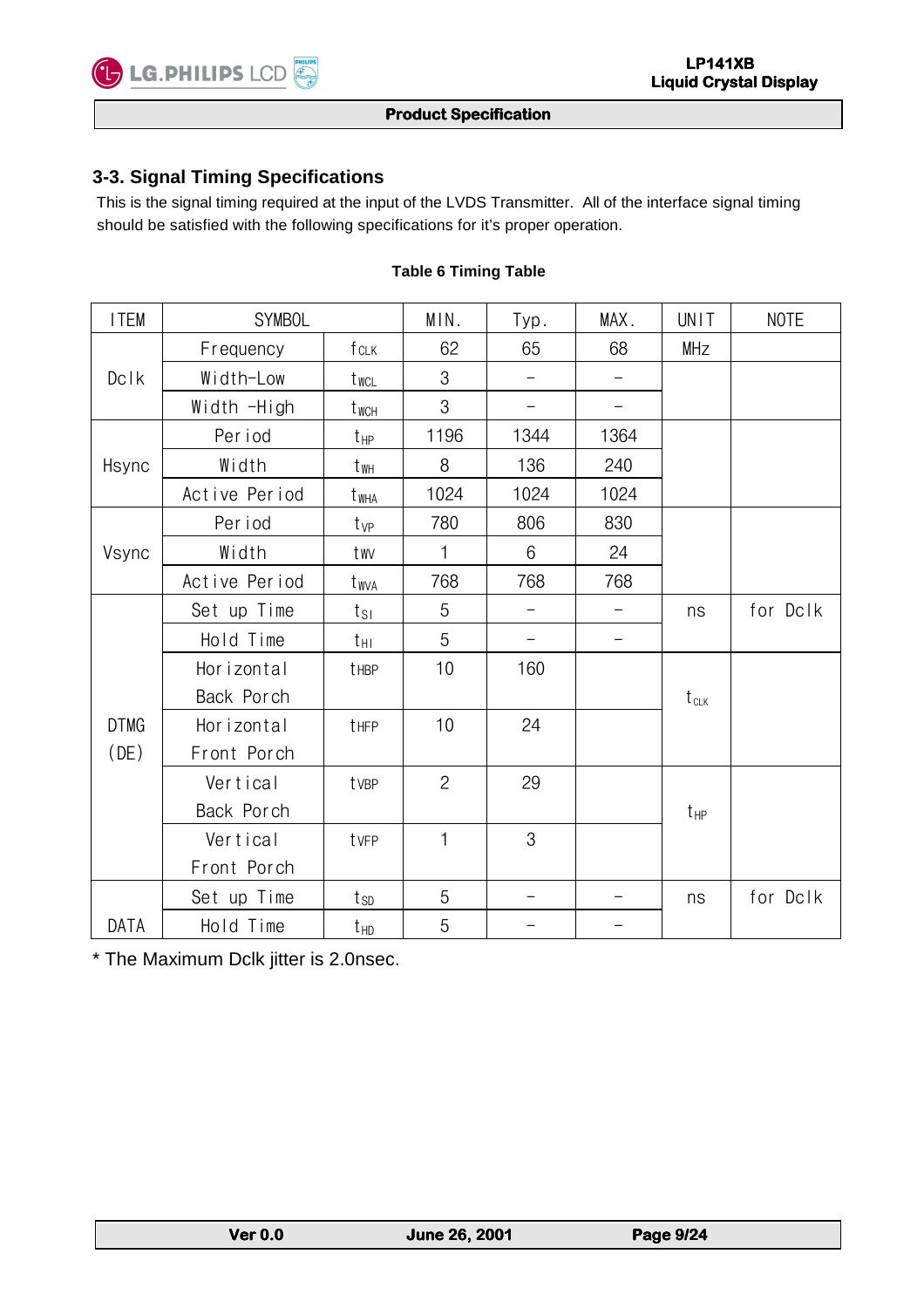## 3-3. Signal Timing Specifications

This is the signal timing required at the input of the LVDS Transmitter. All of the interface signal timing should be satisfied with the following specifications for it's proper operation.

**Table 6 Timing Table**

| ITEM | SYMBOL | | MIN. | Typ. | MAX. | UNIT | NOTE |
|---|---|---|---|---|---|---|---|
| Dclk | Frequency | $f_{CLK}$ | 62 | 65 | 68 | MHz | |
| | Width-Low | $t_{WCL}$ | 3 | - | - | | |
| | Width -High | $t_{WCH}$ | 3 | - | - | | |
| Hsync | Period | $t_{HP}$ | 1196 | 1344 | 1364 | | |
| | Width | $t_{WH}$ | 8 | 136 | 240 | | |
| | Active Period | $t_{WHA}$ | 1024 | 1024 | 1024 | | |
| Vsync | Period | $t_{VP}$ | 780 | 806 | 830 | | |
| | Width | $t_{WV}$ | 1 | 6 | 24 | | |
| | Active Period | $t_{WVA}$ | 768 | 768 | 768 | | |
| DTMG (DE) | Set up Time | $t_{SI}$ | 5 | - | - | ns | for Dclk |
| | Hold Time | $t_{HI}$ | 5 | - | - | | |
| | Horizontal Back Porch | $t_{HBP}$ | 10 | 160 | | $t_{CLK}$ | |
| | Horizontal Front Porch | $t_{HFP}$ | 10 | 24 | | | |
| | Vertical Back Porch | $t_{VBP}$ | 2 | 29 | | $t_{HP}$ | |
| | Vertical Front Porch | $t_{VFP}$ | 1 | 3 | | | |
| DATA | Set up Time | $t_{SD}$ | 5 | - | - | ns | for Dclk |
| | Hold Time | $t_{HD}$ | 5 | - | - | | |

* The Maximum Dclk jitter is 2.0nsec.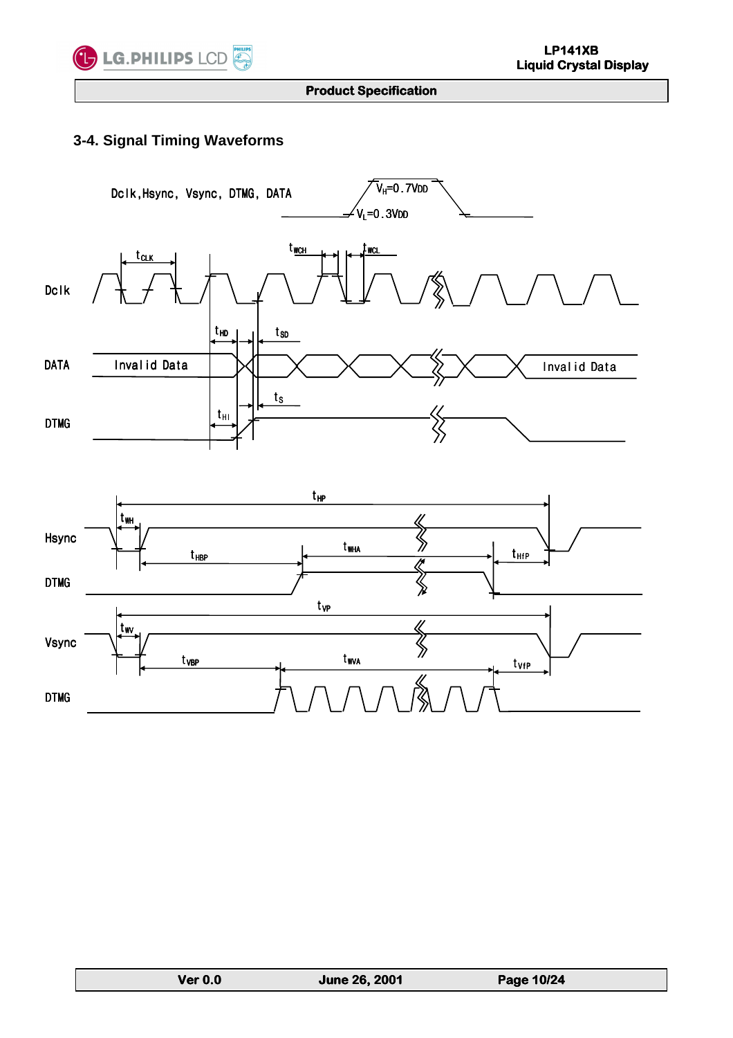## 3-4. Signal Timing Waveforms

Dclk, Hsync, Vsync, DTMG, DATA

$V_H$=0.7VDD

$V_L$=0.3VDD

Dclk

$t_{CLK}$

$t_{WCH}$

$t_{WCL}$

$t_{HD}$

$t_{SD}$

DATA

Invalid Data

Invalid Data

$t_S$

$t_{HI}$

DTMG

$t_{HP}$

$t_{WH}$

Hsync

$t_{HBP}$

$t_{WHA}$

$t_{HFP}$

DTMG

$t_{VP}$

$t_{WV}$

Vsync

$t_{VBP}$

$t_{WVA}$

$t_{VFP}$

DTMG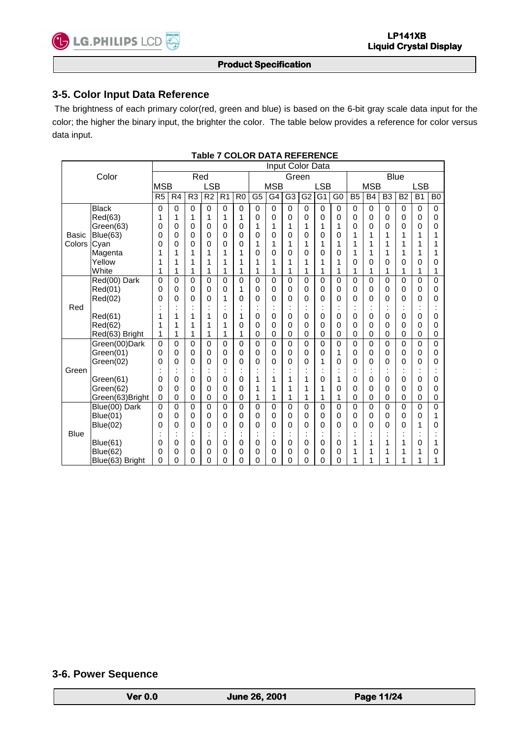## 3-5. Color Input Data Reference

The brightness of each primary color(red, green and blue) is based on the 6-bit gray scale data input for the color; the higher the binary input, the brighter the color. The table below provides a reference for color versus data input.

**Table 7 COLOR DATA REFERENCE**

| Color | | Input Color Data | | | | | | | | | | | | | | | | | |
|---|---|---|---|---|---|---|---|---|---|---|---|---|---|---|---|---|---|---|---|
| | | Red | | | | | | Green | | | | | | Blue | | | | | |
| | | MSB | | | LSB | | | MSB | | | LSB | | | MSB | | | LSB | | |
| | | R5 | R4 | R3 | R2 | R1 | R0 | G5 | G4 | G3 | G2 | G1 | G0 | B5 | B4 | B3 | B2 | B1 | B0 |
| Basic Colors | Black | 0 | 0 | 0 | 0 | 0 | 0 | 0 | 0 | 0 | 0 | 0 | 0 | 0 | 0 | 0 | 0 | 0 | 0 |
| | Red(63) | 1 | 1 | 1 | 1 | 1 | 1 | 0 | 0 | 0 | 0 | 0 | 0 | 0 | 0 | 0 | 0 | 0 | 0 |
| | Green(63) | 0 | 0 | 0 | 0 | 0 | 0 | 1 | 1 | 1 | 1 | 1 | 1 | 0 | 0 | 0 | 0 | 0 | 0 |
| | Blue(63) | 0 | 0 | 0 | 0 | 0 | 0 | 0 | 0 | 0 | 0 | 0 | 0 | 1 | 1 | 1 | 1 | 1 | 1 |
| | Cyan | 0 | 0 | 0 | 0 | 0 | 0 | 1 | 1 | 1 | 1 | 1 | 1 | 1 | 1 | 1 | 1 | 1 | 1 |
| | Magenta | 1 | 1 | 1 | 1 | 1 | 1 | 0 | 0 | 0 | 0 | 0 | 0 | 1 | 1 | 1 | 1 | 1 | 1 |
| | Yellow | 1 | 1 | 1 | 1 | 1 | 1 | 1 | 1 | 1 | 1 | 1 | 1 | 0 | 0 | 0 | 0 | 0 | 0 |
| | White | 1 | 1 | 1 | 1 | 1 | 1 | 1 | 1 | 1 | 1 | 1 | 1 | 1 | 1 | 1 | 1 | 1 | 1 |
| Red | Red(00) Dark | 0 | 0 | 0 | 0 | 0 | 0 | 0 | 0 | 0 | 0 | 0 | 0 | 0 | 0 | 0 | 0 | 0 | 0 |
| | Red(01) | 0 | 0 | 0 | 0 | 0 | 1 | 0 | 0 | 0 | 0 | 0 | 0 | 0 | 0 | 0 | 0 | 0 | 0 |
| | Red(02) | 0 | 0 | 0 | 0 | 1 | 0 | 0 | 0 | 0 | 0 | 0 | 0 | 0 | 0 | 0 | 0 | 0 | 0 |
| | | : | : | : | : | : | : | : | : | : | : | : | : | : | : | : | : | : | : |
| | Red(61) | 1 | 1 | 1 | 1 | 0 | 1 | 0 | 0 | 0 | 0 | 0 | 0 | 0 | 0 | 0 | 0 | 0 | 0 |
| | Red(62) | 1 | 1 | 1 | 1 | 1 | 0 | 0 | 0 | 0 | 0 | 0 | 0 | 0 | 0 | 0 | 0 | 0 | 0 |
| | Red(63) Bright | 1 | 1 | 1 | 1 | 1 | 1 | 0 | 0 | 0 | 0 | 0 | 0 | 0 | 0 | 0 | 0 | 0 | 0 |
| Green | Green(00)Dark | 0 | 0 | 0 | 0 | 0 | 0 | 0 | 0 | 0 | 0 | 0 | 0 | 0 | 0 | 0 | 0 | 0 | 0 |
| | Green(01) | 0 | 0 | 0 | 0 | 0 | 0 | 0 | 0 | 0 | 0 | 0 | 1 | 0 | 0 | 0 | 0 | 0 | 0 |
| | Green(02) | 0 | 0 | 0 | 0 | 0 | 0 | 0 | 0 | 0 | 0 | 1 | 0 | 0 | 0 | 0 | 0 | 0 | 0 |
| | | : | : | : | : | : | : | : | : | : | : | : | : | : | : | : | : | : | : |
| | Green(61) | 0 | 0 | 0 | 0 | 0 | 0 | 1 | 1 | 1 | 1 | 0 | 1 | 0 | 0 | 0 | 0 | 0 | 0 |
| | Green(62) | 0 | 0 | 0 | 0 | 0 | 0 | 1 | 1 | 1 | 1 | 1 | 0 | 0 | 0 | 0 | 0 | 0 | 0 |
| | Green(63)Bright | 0 | 0 | 0 | 0 | 0 | 0 | 1 | 1 | 1 | 1 | 1 | 1 | 0 | 0 | 0 | 0 | 0 | 0 |
| Blue | Blue(00) Dark | 0 | 0 | 0 | 0 | 0 | 0 | 0 | 0 | 0 | 0 | 0 | 0 | 0 | 0 | 0 | 0 | 0 | 0 |
| | Blue(01) | 0 | 0 | 0 | 0 | 0 | 0 | 0 | 0 | 0 | 0 | 0 | 0 | 0 | 0 | 0 | 0 | 0 | 1 |
| | Blue(02) | 0 | 0 | 0 | 0 | 0 | 0 | 0 | 0 | 0 | 0 | 0 | 0 | 0 | 0 | 0 | 0 | 1 | 0 |
| | | : | : | : | : | : | : | : | : | : | : | : | : | : | : | : | : | : | : |
| | Blue(61) | 0 | 0 | 0 | 0 | 0 | 0 | 0 | 0 | 0 | 0 | 0 | 0 | 1 | 1 | 1 | 1 | 0 | 1 |
| | Blue(62) | 0 | 0 | 0 | 0 | 0 | 0 | 0 | 0 | 0 | 0 | 0 | 0 | 1 | 1 | 1 | 1 | 1 | 0 |
| | Blue(63) Bright | 0 | 0 | 0 | 0 | 0 | 0 | 0 | 0 | 0 | 0 | 0 | 0 | 1 | 1 | 1 | 1 | 1 | 1 |

## 3-6. Power Sequence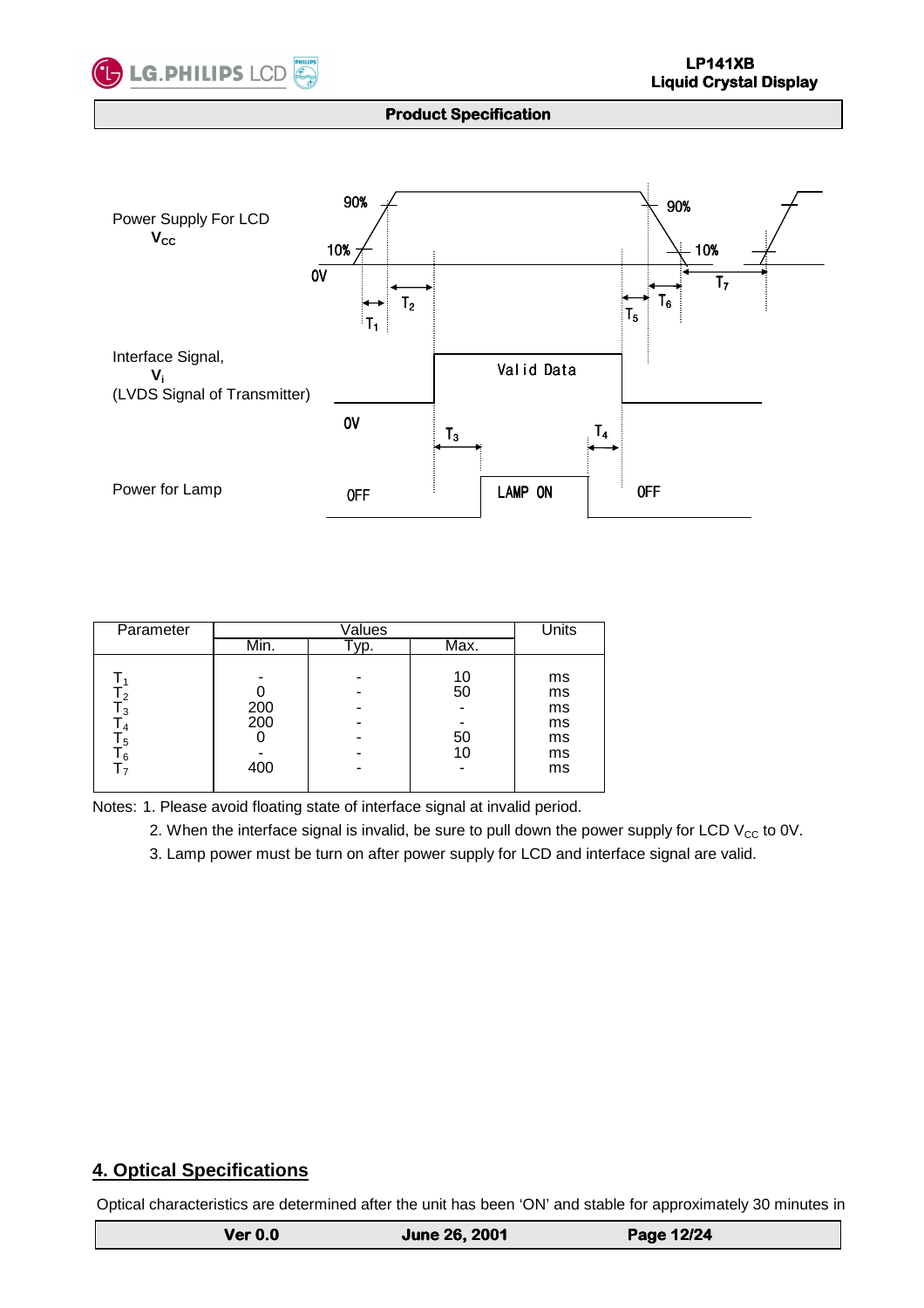Power Supply For LCD
$V_{CC}$

90%
10%
0V
$T_1$
$T_2$
90%
10%
$T_5$
$T_6$
$T_7$

Interface Signal,
$V_i$
(LVDS Signal of Transmitter)

Valid Data
0V
$T_3$
$T_4$

Power for Lamp

OFF
LAMP ON
OFF

| Parameter | Values | | | Units |
|---|---|---|---|---|
| | Min. | Typ. | Max. | |
| $T_1$ | - | - | 10 | ms |
| $T_2$ | 0 | - | 50 | ms |
| $T_3$ | 200 | - | - | ms |
| $T_4$ | 200 | - | - | ms |
| $T_5$ | 0 | - | 50 | ms |
| $T_6$ | - | - | 10 | ms |
| $T_7$ | 400 | - | - | ms |

Notes: 1. Please avoid floating state of interface signal at invalid period.

2. When the interface signal is invalid, be sure to pull down the power supply for LCD $V_{CC}$ to 0V.

3. Lamp power must be turn on after power supply for LCD and interface signal are valid.

## 4. Optical Specifications

Optical characteristics are determined after the unit has been 'ON' and stable for approximately 30 minutes in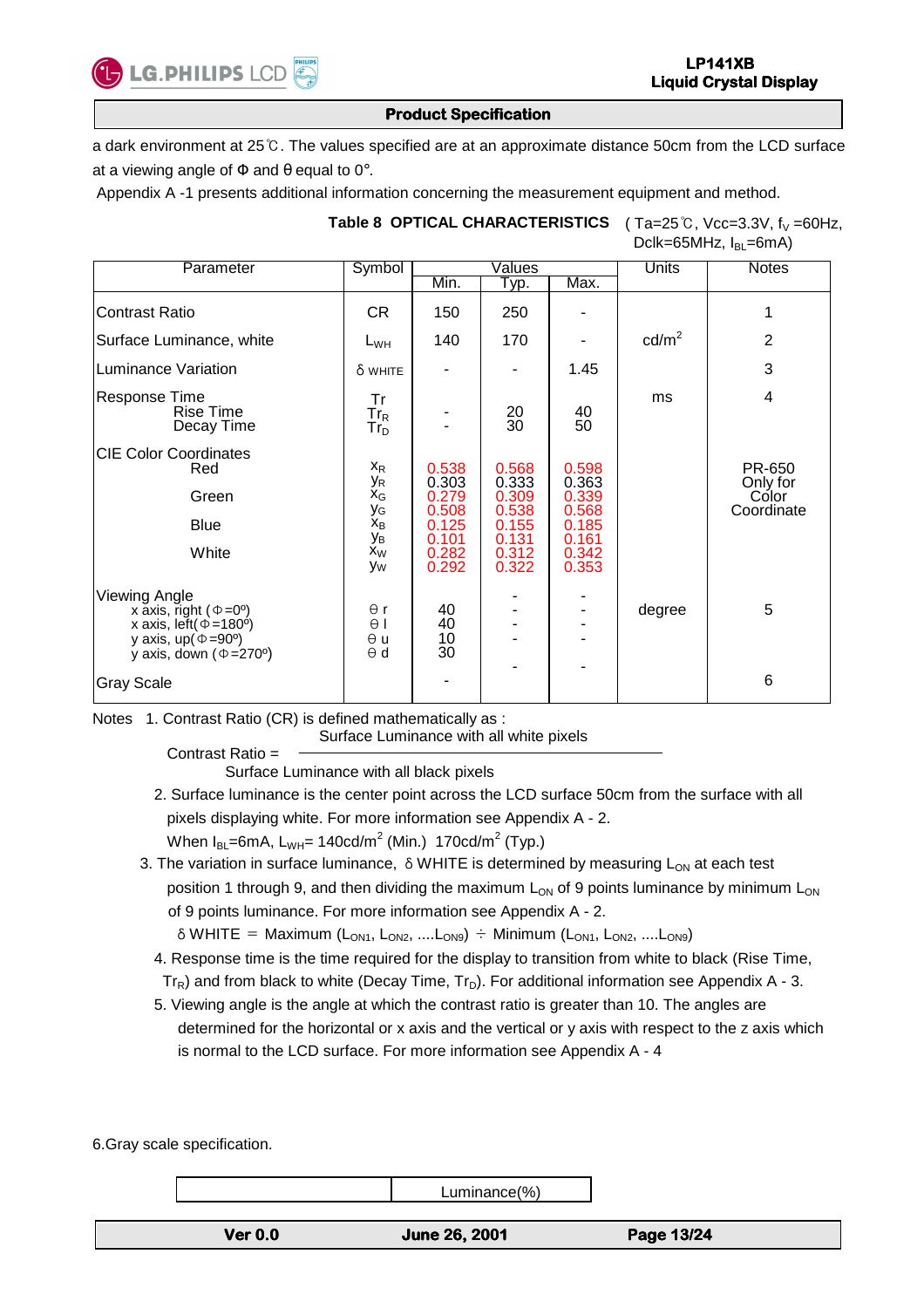a dark environment at 25℃. The values specified are at an approximate distance 50cm from the LCD surface at a viewing angle of Φ and θ equal to 0°.

Appendix A -1 presents additional information concerning the measurement equipment and method.

**Table 8 OPTICAL CHARACTERISTICS** ( Ta=25℃, Vcc=3.3V, $f_V$ =60Hz, Dclk=65MHz, $I_{BL}$=6mA)

| Parameter | Symbol | Values | | | Units | Notes |
|---|---|---|---|---|---|---|
| | | Min. | Typ. | Max. | | |
| Contrast Ratio | CR | 150 | 250 | - | | 1 |
| Surface Luminance, white | $L_{WH}$ | 140 | 170 | - | cd/m$^2$ | 2 |
| Luminance Variation | δ WHITE | - | - | 1.45 | | 3 |
| Response Time | Tr | | | | ms | 4 |
| Rise Time | $Tr_R$ | - | 20 | 40 | | |
| Decay Time | $Tr_D$ | - | 30 | 50 | | |
| CIE Color Coordinates | | | | | | |
| Red | $x_R$ | 0.538 | 0.568 | 0.598 | | PR-650 Only for Color Coordinate |
| | $y_R$ | 0.303 | 0.333 | 0.363 | | |
| Green | $x_G$ | 0.279 | 0.309 | 0.339 | | |
| | $y_G$ | 0.508 | 0.538 | 0.568 | | |
| Blue | $x_B$ | 0.125 | 0.155 | 0.185 | | |
| | $y_B$ | 0.101 | 0.131 | 0.161 | | |
| White | $x_W$ | 0.282 | 0.312 | 0.342 | | |
| | $y_W$ | 0.292 | 0.322 | 0.353 | | |
| Viewing Angle | | | | | degree | 5 |
| x axis, right (Φ=0º) | θ r | 40 | - | - | | |
| x axis, left(Φ=180º) | θ l | 40 | - | - | | |
| y axis, up(Φ=90º) | θ u | 10 | - | - | | |
| y axis, down (Φ=270º) | θ d | 30 | - | - | | |
| Gray Scale | | - | | | | 6 |

Notes 1. Contrast Ratio (CR) is defined mathematically as :

$$\text{Contrast Ratio} = \frac{\text{Surface Luminance with all white pixels}}{\text{Surface Luminance with all black pixels}}$$

2. Surface luminance is the center point across the LCD surface 50cm from the surface with all pixels displaying white. For more information see Appendix A - 2.
   When $I_{BL}$=6mA, $L_{WH}$= 140cd/m$^2$ (Min.) 170cd/m$^2$ (Typ.)
3. The variation in surface luminance, δ WHITE is determined by measuring $L_{ON}$ at each test position 1 through 9, and then dividing the maximum $L_{ON}$ of 9 points luminance by minimum $L_{ON}$ of 9 points luminance. For more information see Appendix A - 2.
   δ WHITE = Maximum ($L_{ON1}$, $L_{ON2}$, ....$L_{ON9}$) ÷ Minimum ($L_{ON1}$, $L_{ON2}$, ....$L_{ON9}$)
4. Response time is the time required for the display to transition from white to black (Rise Time, $Tr_R$) and from black to white (Decay Time, $Tr_D$). For additional information see Appendix A - 3.
5. Viewing angle is the angle at which the contrast ratio is greater than 10. The angles are determined for the horizontal or x axis and the vertical or y axis with respect to the z axis which is normal to the LCD surface. For more information see Appendix A - 4

6.Gray scale specification.

| | Luminance(%) |
|---|---|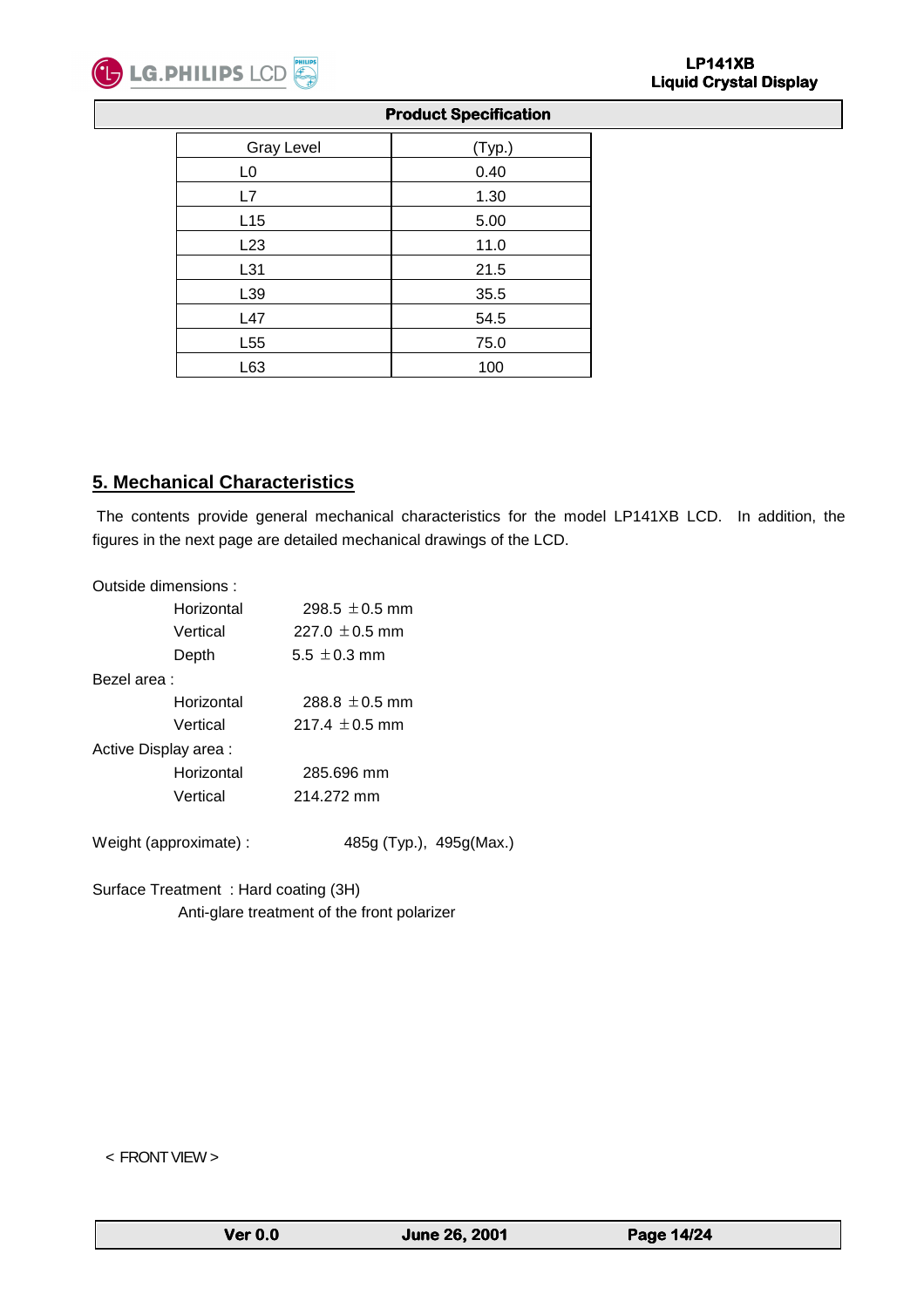| Gray Level | (Typ.) |
|---|---|
| L0 | 0.40 |
| L7 | 1.30 |
| L15 | 5.00 |
| L23 | 11.0 |
| L31 | 21.5 |
| L39 | 35.5 |
| L47 | 54.5 |
| L55 | 75.0 |
| L63 | 100 |

## 5. Mechanical Characteristics

The contents provide general mechanical characteristics for the model LP141XB LCD. In addition, the figures in the next page are detailed mechanical drawings of the LCD.

Outside dimensions :

- Horizontal 298.5 ± 0.5 mm
- Vertical 227.0 ± 0.5 mm
- Depth 5.5 ± 0.3 mm

Bezel area :

- Horizontal 288.8 ± 0.5 mm
- Vertical 217.4 ± 0.5 mm

Active Display area :

- Horizontal 285.696 mm
- Vertical 214.272 mm

Weight (approximate) : 485g (Typ.), 495g(Max.)

Surface Treatment : Hard coating (3H)
Anti-glare treatment of the front polarizer

< FRONT VIEW >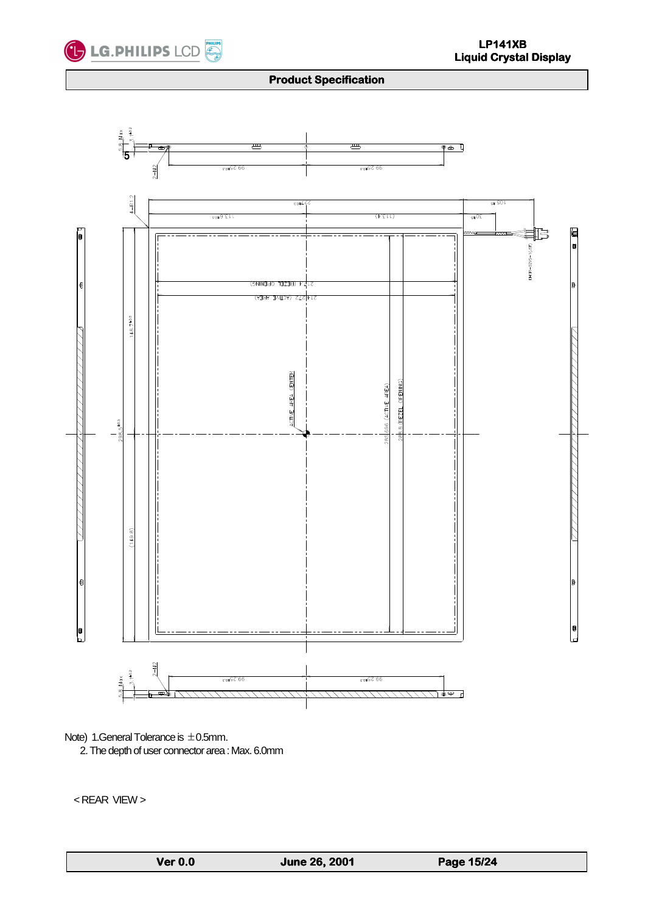Product Specification

Note) 1.General Tolerance is ±0.5mm.

2. The depth of user connector area : Max. 6.0mm

< REAR VIEW >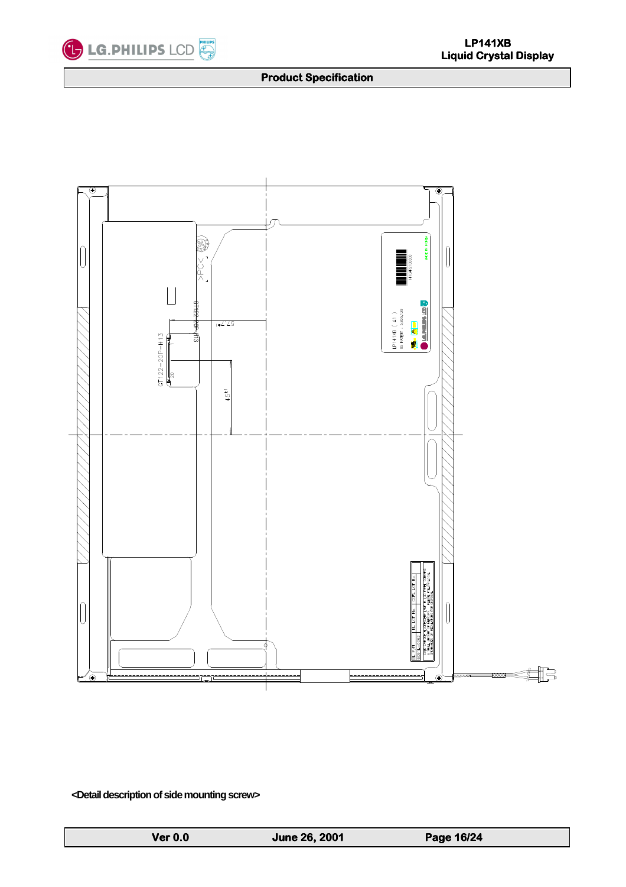GT122-20P-H13

57.7±1

GT122-20P-H13

45±1

>PC<

LP141XB

**<Detail description of side mounting screw>**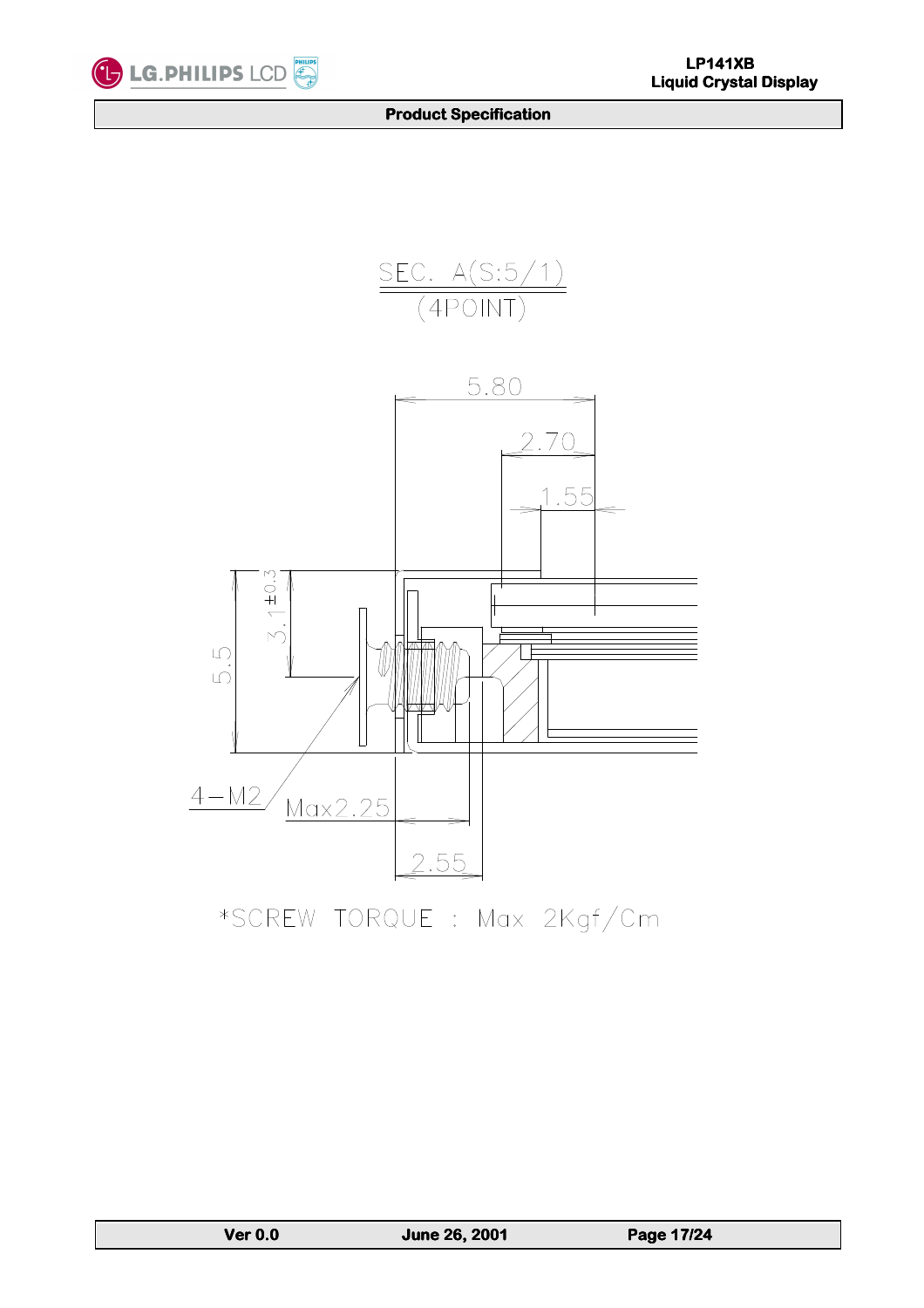SEC. A(S:5/1)
(4POINT)

5.80

2.70

1.55

5.5

3.1 ±0.3

4-M2

Max2.25

2.55

*SCREW TORQUE : Max 2Kgf/Cm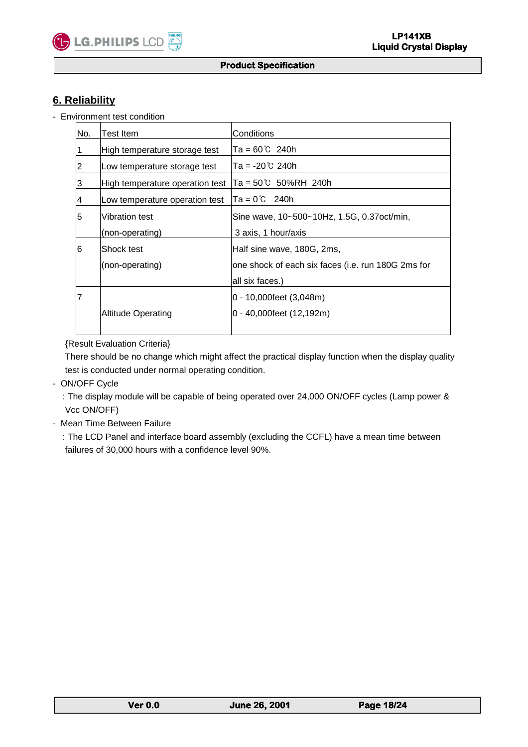## 6. Reliability

- Environment test condition

| No. | Test Item | Conditions |
|---|---|---|
| 1 | High temperature storage test | Ta = 60℃ 240h |
| 2 | Low temperature storage test | Ta = -20℃ 240h |
| 3 | High temperature operation test | Ta = 50℃ 50%RH 240h |
| 4 | Low temperature operation test | Ta = 0℃ 240h |
| 5 | Vibration test (non-operating) | Sine wave, 10~500~10Hz, 1.5G, 0.37oct/min, 3 axis, 1 hour/axis |
| 6 | Shock test (non-operating) | Half sine wave, 180G, 2ms, one shock of each six faces (i.e. run 180G 2ms for all six faces.) |
| 7 | Altitude Operating | 0 - 10,000feet (3,048m)<br>0 - 40,000feet (12,192m) |

{Result Evaluation Criteria}

There should be no change which might affect the practical display function when the display quality test is conducted under normal operating condition.

- ON/OFF Cycle

  : The display module will be capable of being operated over 24,000 ON/OFF cycles (Lamp power & Vcc ON/OFF)

- Mean Time Between Failure

  : The LCD Panel and interface board assembly (excluding the CCFL) have a mean time between failures of 30,000 hours with a confidence level 90%.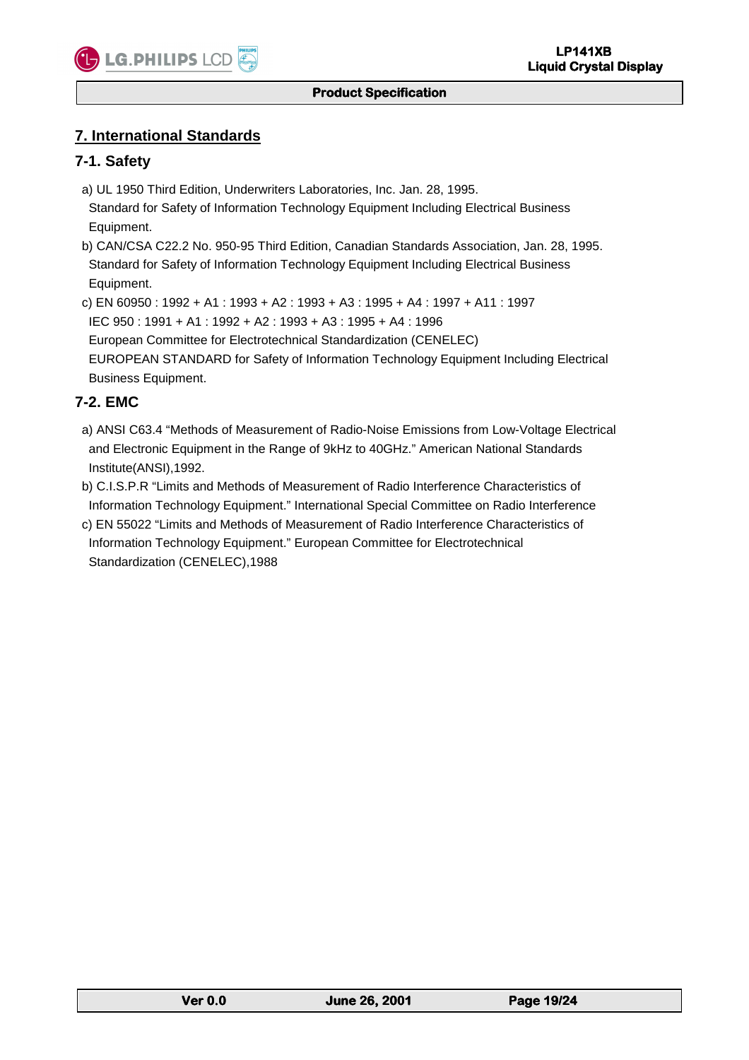## 7. International Standards

### 7-1. Safety

a) UL 1950 Third Edition, Underwriters Laboratories, Inc. Jan. 28, 1995.
Standard for Safety of Information Technology Equipment Including Electrical Business Equipment.

b) CAN/CSA C22.2 No. 950-95 Third Edition, Canadian Standards Association, Jan. 28, 1995.
Standard for Safety of Information Technology Equipment Including Electrical Business Equipment.

c) EN 60950 : 1992 + A1 : 1993 + A2 : 1993 + A3 : 1995 + A4 : 1997 + A11 : 1997
IEC 950 : 1991 + A1 : 1992 + A2 : 1993 + A3 : 1995 + A4 : 1996
European Committee for Electrotechnical Standardization (CENELEC)
EUROPEAN STANDARD for Safety of Information Technology Equipment Including Electrical Business Equipment.

### 7-2. EMC

a) ANSI C63.4 “Methods of Measurement of Radio-Noise Emissions from Low-Voltage Electrical and Electronic Equipment in the Range of 9kHz to 40GHz.” American National Standards Institute(ANSI),1992.

b) C.I.S.P.R “Limits and Methods of Measurement of Radio Interference Characteristics of Information Technology Equipment.” International Special Committee on Radio Interference

c) EN 55022 “Limits and Methods of Measurement of Radio Interference Characteristics of Information Technology Equipment.” European Committee for Electrotechnical Standardization (CENELEC),1988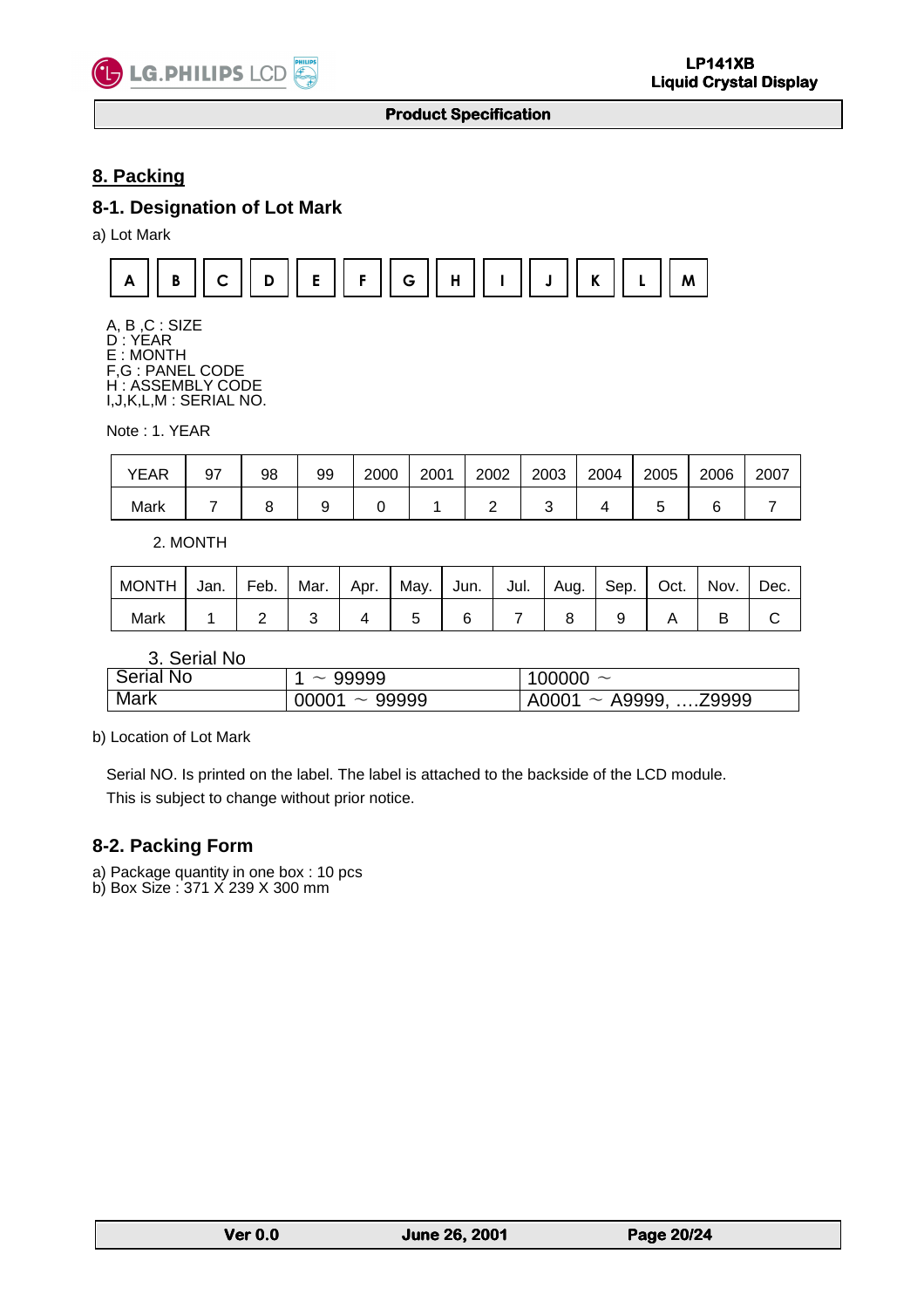## 8. Packing

### 8-1. Designation of Lot Mark

a) Lot Mark

| | | | | | | | | | | | | |
|---|---|---|---|---|---|---|---|---|---|---|---|---|
| A | B | C | D | E | F | G | H | I | J | K | L | M |

A, B ,C : SIZE
D : YEAR
E : MONTH
F,G : PANEL CODE
H : ASSEMBLY CODE
I,J,K,L,M : SERIAL NO.

Note : 1. YEAR

| YEAR | 97 | 98 | 99 | 2000 | 2001 | 2002 | 2003 | 2004 | 2005 | 2006 | 2007 |
|---|---|---|---|---|---|---|---|---|---|---|---|
| Mark | 7 | 8 | 9 | 0 | 1 | 2 | 3 | 4 | 5 | 6 | 7 |

2. MONTH

| MONTH | Jan. | Feb. | Mar. | Apr. | May. | Jun. | Jul. | Aug. | Sep. | Oct. | Nov. | Dec. |
|---|---|---|---|---|---|---|---|---|---|---|---|---|
| Mark | 1 | 2 | 3 | 4 | 5 | 6 | 7 | 8 | 9 | A | B | C |

3. Serial No

| Serial No | 1 ~ 99999 | 100000 ~ |
|---|---|---|
| Mark | 00001 ~ 99999 | A0001 ~ A9999, ….Z9999 |

b) Location of Lot Mark

Serial NO. Is printed on the label. The label is attached to the backside of the LCD module.
This is subject to change without prior notice.

### 8-2. Packing Form

a) Package quantity in one box : 10 pcs
b) Box Size : 371 X 239 X 300 mm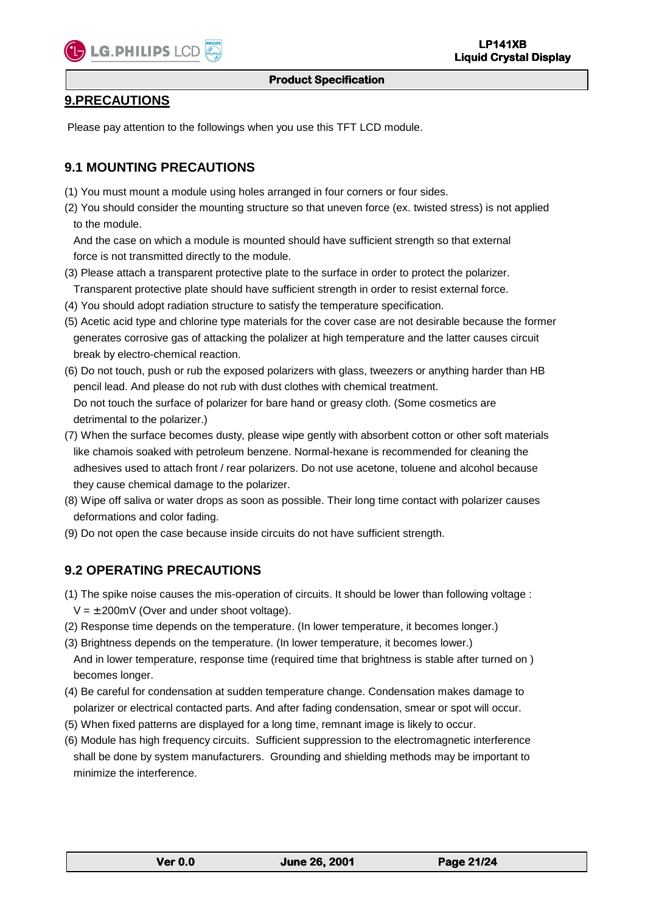## 9.PRECAUTIONS

Please pay attention to the followings when you use this TFT LCD module.

### 9.1 MOUNTING PRECAUTIONS

(1) You must mount a module using holes arranged in four corners or four sides.

(2) You should consider the mounting structure so that uneven force (ex. twisted stress) is not applied to the module.
And the case on which a module is mounted should have sufficient strength so that external force is not transmitted directly to the module.

(3) Please attach a transparent protective plate to the surface in order to protect the polarizer.
Transparent protective plate should have sufficient strength in order to resist external force.

(4) You should adopt radiation structure to satisfy the temperature specification.

(5) Acetic acid type and chlorine type materials for the cover case are not desirable because the former generates corrosive gas of attacking the polalizer at high temperature and the latter causes circuit break by electro-chemical reaction.

(6) Do not touch, push or rub the exposed polarizers with glass, tweezers or anything harder than HB pencil lead. And please do not rub with dust clothes with chemical treatment.
Do not touch the surface of polarizer for bare hand or greasy cloth. (Some cosmetics are detrimental to the polarizer.)

(7) When the surface becomes dusty, please wipe gently with absorbent cotton or other soft materials like chamois soaked with petroleum benzene. Normal-hexane is recommended for cleaning the adhesives used to attach front / rear polarizers. Do not use acetone, toluene and alcohol because they cause chemical damage to the polarizer.

(8) Wipe off saliva or water drops as soon as possible. Their long time contact with polarizer causes deformations and color fading.

(9) Do not open the case because inside circuits do not have sufficient strength.

### 9.2 OPERATING PRECAUTIONS

(1) The spike noise causes the mis-operation of circuits. It should be lower than following voltage :
$V = \pm 200mV$ (Over and under shoot voltage).

(2) Response time depends on the temperature. (In lower temperature, it becomes longer.)

(3) Brightness depends on the temperature. (In lower temperature, it becomes lower.)
And in lower temperature, response time (required time that brightness is stable after turned on ) becomes longer.

(4) Be careful for condensation at sudden temperature change. Condensation makes damage to polarizer or electrical contacted parts. And after fading condensation, smear or spot will occur.

(5) When fixed patterns are displayed for a long time, remnant image is likely to occur.

(6) Module has high frequency circuits. Sufficient suppression to the electromagnetic interference shall be done by system manufacturers. Grounding and shielding methods may be important to minimize the interference.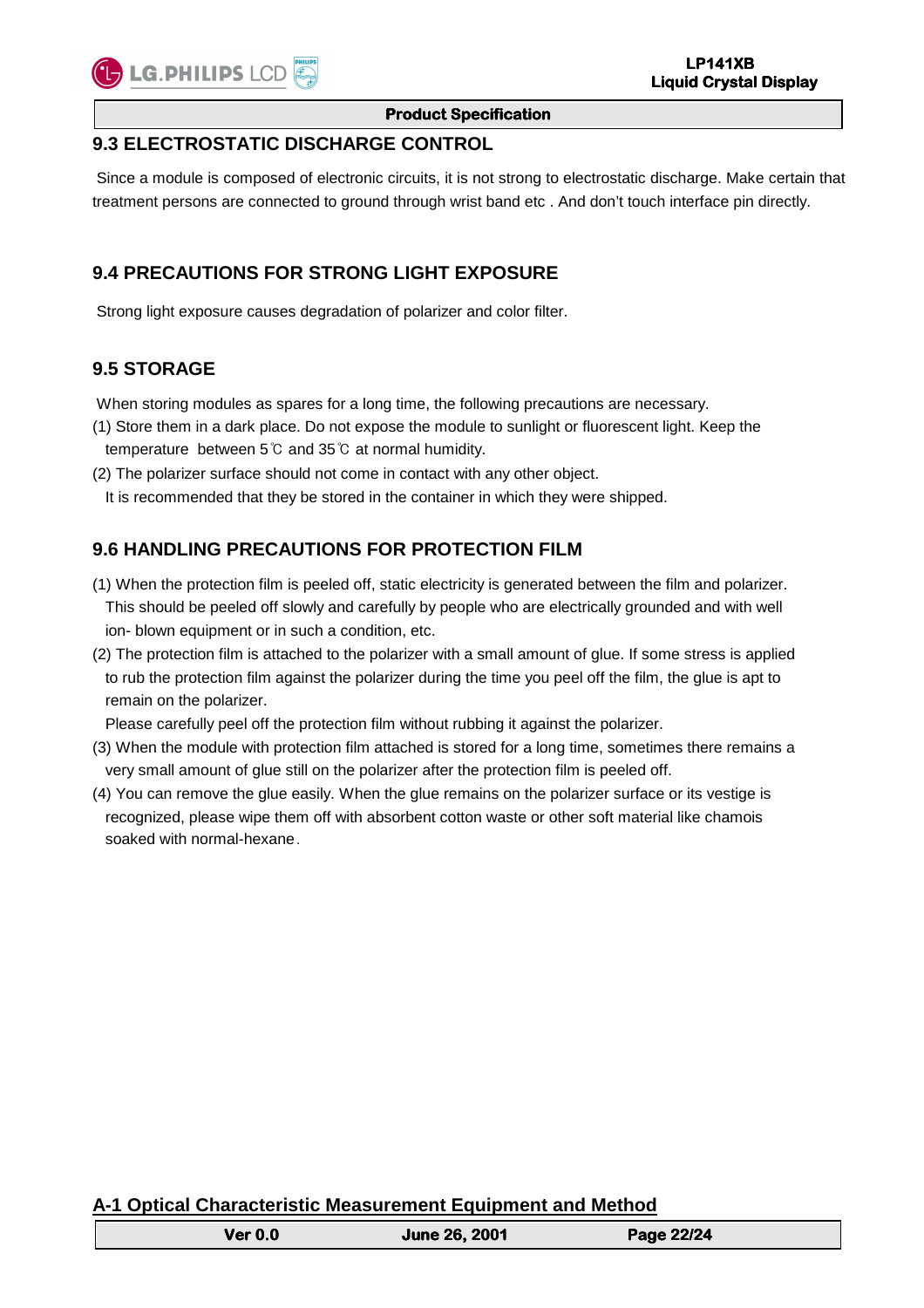## 9.3 ELECTROSTATIC DISCHARGE CONTROL

Since a module is composed of electronic circuits, it is not strong to electrostatic discharge. Make certain that treatment persons are connected to ground through wrist band etc . And don't touch interface pin directly.

## 9.4 PRECAUTIONS FOR STRONG LIGHT EXPOSURE

Strong light exposure causes degradation of polarizer and color filter.

## 9.5 STORAGE

When storing modules as spares for a long time, the following precautions are necessary.

(1) Store them in a dark place. Do not expose the module to sunlight or fluorescent light. Keep the temperature between 5℃ and 35℃ at normal humidity.

(2) The polarizer surface should not come in contact with any other object.
It is recommended that they be stored in the container in which they were shipped.

## 9.6 HANDLING PRECAUTIONS FOR PROTECTION FILM

(1) When the protection film is peeled off, static electricity is generated between the film and polarizer. This should be peeled off slowly and carefully by people who are electrically grounded and with well ion- blown equipment or in such a condition, etc.

(2) The protection film is attached to the polarizer with a small amount of glue. If some stress is applied to rub the protection film against the polarizer during the time you peel off the film, the glue is apt to remain on the polarizer.
Please carefully peel off the protection film without rubbing it against the polarizer.

(3) When the module with protection film attached is stored for a long time, sometimes there remains a very small amount of glue still on the polarizer after the protection film is peeled off.

(4) You can remove the glue easily. When the glue remains on the polarizer surface or its vestige is recognized, please wipe them off with absorbent cotton waste or other soft material like chamois soaked with normal-hexane.

## A-1 Optical Characteristic Measurement Equipment and Method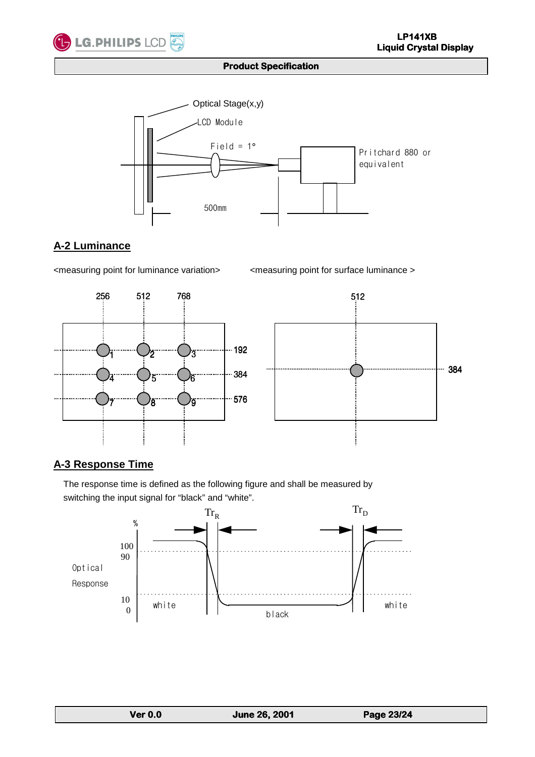Optical Stage(x,y)

LCD Module

Field = 1°

Pritchard 880 or equivalent

500mm

## A-2 Luminance

<measuring point for luminance variation>

256 512 768

192
384
576

1 2 3 4 5 6 7 8 9

<measuring point for surface luminance >

512

384

## A-3 Response Time

The response time is defined as the following figure and shall be measured by switching the input signal for "black" and "white".

$Tr_R$

$Tr_D$

%

100
90
10
0

Optical Response

white

black

white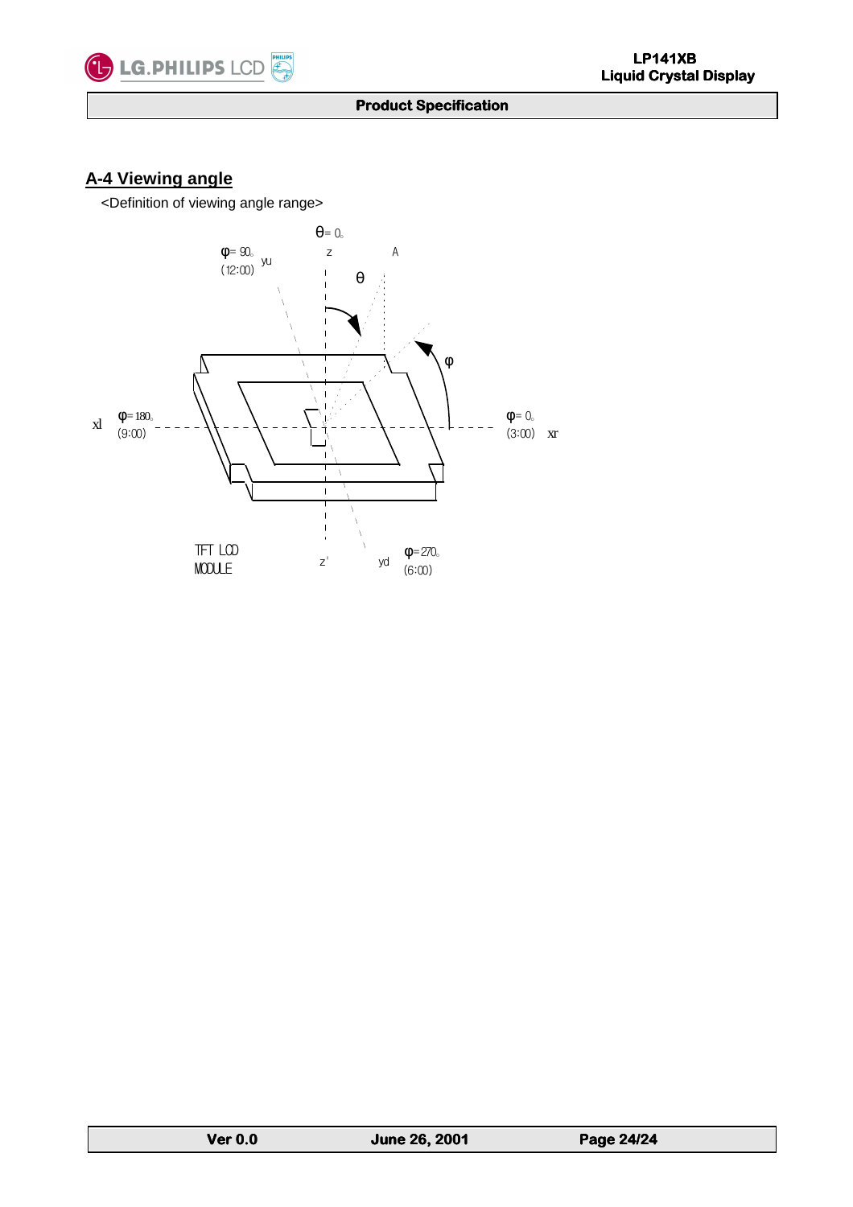## A-4 Viewing angle

<Definition of viewing angle range>

θ= 0°

φ= 90°
(12:00)
yu

z

A

θ

φ

xl
φ=180°
(9:00)

φ= 0°
(3:00)
xr

TFT LCD
MODULE

z'

yd

φ=270°
(6:00)